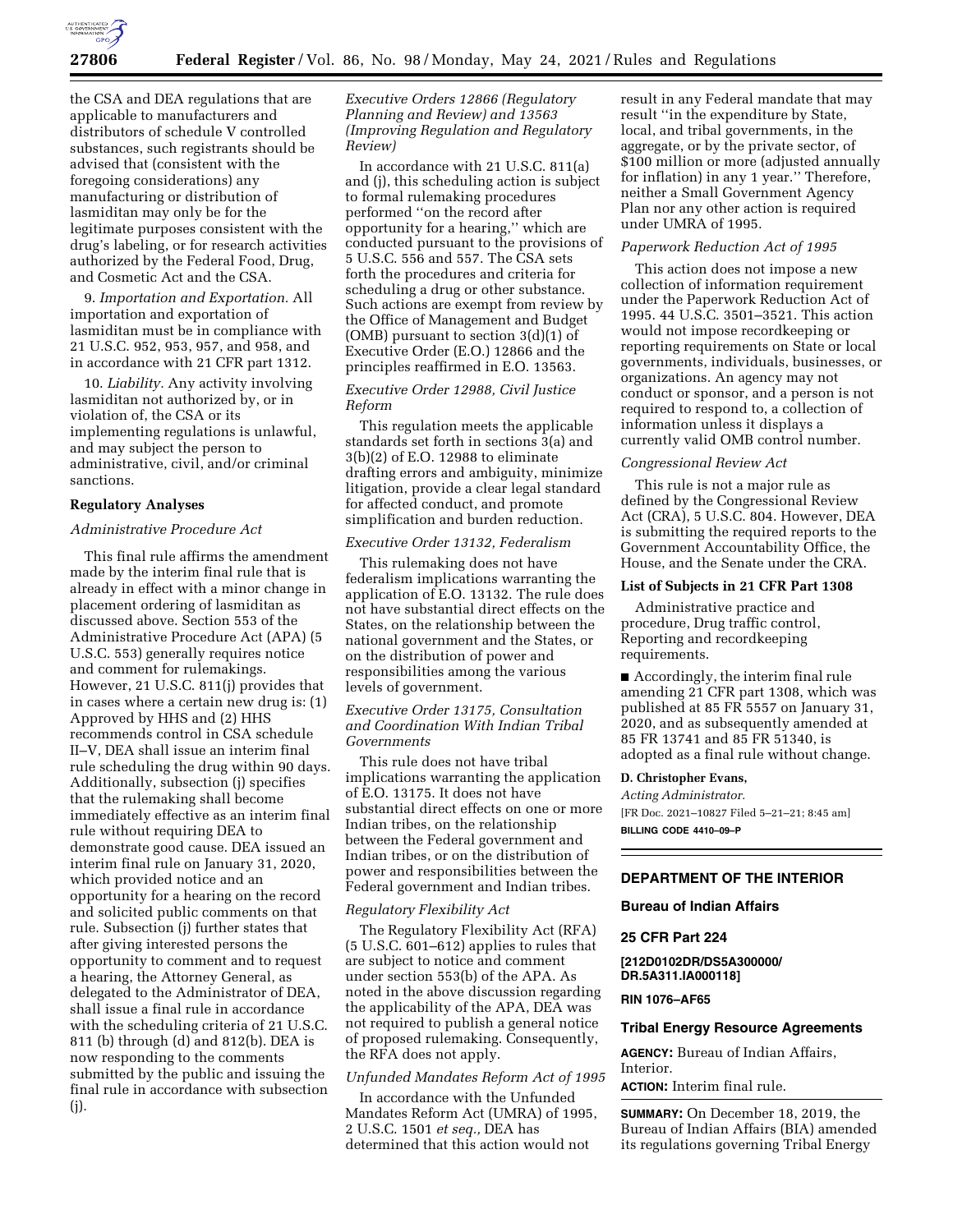the CSA and DEA regulations that are applicable to manufacturers and distributors of schedule V controlled substances, such registrants should be advised that (consistent with the foregoing considerations) any manufacturing or distribution of lasmiditan may only be for the legitimate purposes consistent with the drug's labeling, or for research activities authorized by the Federal Food, Drug, and Cosmetic Act and the CSA.

9. *Importation and Exportation.* All importation and exportation of lasmiditan must be in compliance with 21 U.S.C. 952, 953, 957, and 958, and in accordance with 21 CFR part 1312.

10. *Liability.* Any activity involving lasmiditan not authorized by, or in violation of, the CSA or its implementing regulations is unlawful, and may subject the person to administrative, civil, and/or criminal sanctions.

## Regulatory Analyses

### *Administrative Procedure Act*

This final rule affirms the amendment made by the interim final rule that is already in effect with a minor change in placement ordering of lasmiditan as discussed above. Section 553 of the Administrative Procedure Act (APA) (5 U.S.C. 553) generally requires notice and comment for rulemakings. However, 21 U.S.C. 811(j) provides that in cases where a certain new drug is: (1) Approved by HHS and (2) HHS recommends control in CSA schedule II–V, DEA shall issue an interim final rule scheduling the drug within 90 days. Additionally, subsection (j) specifies that the rulemaking shall become immediately effective as an interim final rule without requiring DEA to demonstrate good cause. DEA issued an interim final rule on January 31, 2020, which provided notice and an opportunity for a hearing on the record and solicited public comments on that rule. Subsection (j) further states that after giving interested persons the opportunity to comment and to request a hearing, the Attorney General, as delegated to the Administrator of DEA, shall issue a final rule in accordance with the scheduling criteria of 21 U.S.C. 811 (b) through (d) and 812(b). DEA is now responding to the comments submitted by the public and issuing the final rule in accordance with subsection (j).

### *Executive Orders 12866 (Regulatory Planning and Review) and 13563 (Improving Regulation and Regulatory Review)*

In accordance with 21 U.S.C. 811(a) and (j), this scheduling action is subject to formal rulemaking procedures performed ''on the record after opportunity for a hearing,'' which are conducted pursuant to the provisions of 5 U.S.C. 556 and 557. The CSA sets forth the procedures and criteria for scheduling a drug or other substance. Such actions are exempt from review by the Office of Management and Budget (OMB) pursuant to section 3(d)(1) of Executive Order (E.O.) 12866 and the principles reaffirmed in E.O. 13563.

### *Executive Order 12988, Civil Justice Reform*

This regulation meets the applicable standards set forth in sections 3(a) and 3(b)(2) of E.O. 12988 to eliminate drafting errors and ambiguity, minimize litigation, provide a clear legal standard for affected conduct, and promote simplification and burden reduction.

### *Executive Order 13132, Federalism*

This rulemaking does not have federalism implications warranting the application of E.O. 13132. The rule does not have substantial direct effects on the States, on the relationship between the national government and the States, or on the distribution of power and responsibilities among the various levels of government.

### *Executive Order 13175, Consultation and Coordination With Indian Tribal Governments*

This rule does not have tribal implications warranting the application of E.O. 13175. It does not have substantial direct effects on one or more Indian tribes, on the relationship between the Federal government and Indian tribes, or on the distribution of power and responsibilities between the Federal government and Indian tribes.

### *Regulatory Flexibility Act*

The Regulatory Flexibility Act (RFA) (5 U.S.C. 601–612) applies to rules that are subject to notice and comment under section 553(b) of the APA. As noted in the above discussion regarding the applicability of the APA, DEA was not required to publish a general notice of proposed rulemaking. Consequently, the RFA does not apply.

### *Unfunded Mandates Reform Act of 1995*

In accordance with the Unfunded Mandates Reform Act (UMRA) of 1995, 2 U.S.C. 1501 *et seq.,* DEA has determined that this action would not result in any Federal mandate that may result ''in the expenditure by State, local, and tribal governments, in the aggregate, or by the private sector, of $100 million or more (adjusted annually for inflation) in any 1 year.'' Therefore, neither a Small Government Agency Plan nor any other action is required under UMRA of 1995.

### *Paperwork Reduction Act of 1995*

This action does not impose a new collection of information requirement under the Paperwork Reduction Act of 1995. 44 U.S.C. 3501–3521. This action would not impose recordkeeping or reporting requirements on State or local governments, individuals, businesses, or organizations. An agency may not conduct or sponsor, and a person is not required to respond to, a collection of information unless it displays a currently valid OMB control number.

### *Congressional Review Act*

This rule is not a major rule as defined by the Congressional Review Act (CRA), 5 U.S.C. 804. However, DEA is submitting the required reports to the Government Accountability Office, the House, and the Senate under the CRA.

## List of Subjects in 21 CFR Part 1308

Administrative practice and procedure, Drug traffic control, Reporting and recordkeeping requirements.

■ Accordingly, the interim final rule amending 21 CFR part 1308, which was published at 85 FR 5557 on January 31, 2020, and as subsequently amended at 85 FR 13741 and 85 FR 51340, is adopted as a final rule without change.

**D. Christopher Evans,**

*Acting Administrator.*

[FR Doc. 2021–10827 Filed 5–21–21; 8:45 am]

**BILLING CODE 4410–09–P**

---

## DEPARTMENT OF THE INTERIOR

## Bureau of Indian Affairs

## 25 CFR Part 224

**[212D0102DR/DS5A300000/DR.5A311.IA000118]**

**RIN 1076–AF65**

## Tribal Energy Resource Agreements

**AGENCY:** Bureau of Indian Affairs, Interior.

**ACTION:** Interim final rule.

**SUMMARY:** On December 18, 2019, the Bureau of Indian Affairs (BIA) amended its regulations governing Tribal Energy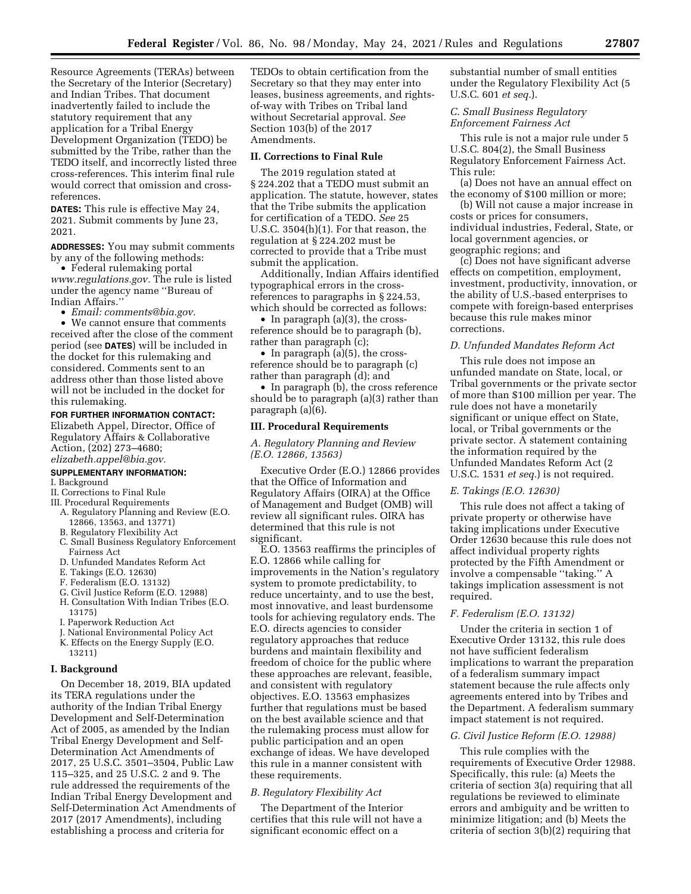Resource Agreements (TERAs) between the Secretary of the Interior (Secretary) and Indian Tribes. That document inadvertently failed to include the statutory requirement that any application for a Tribal Energy Development Organization (TEDO) be submitted by the Tribe, rather than the TEDO itself, and incorrectly listed three cross-references. This interim final rule would correct that omission and cross-references.

**DATES:** This rule is effective May 24, 2021. Submit comments by June 23, 2021.

**ADDRESSES:** You may submit comments by any of the following methods:

- Federal rulemaking portal *www.regulations.gov.* The rule is listed under the agency name ''Bureau of Indian Affairs.''
- *Email: comments@bia.gov.*
- We cannot ensure that comments received after the close of the comment period (see **DATES**) will be included in the docket for this rulemaking and considered. Comments sent to an address other than those listed above will not be included in the docket for this rulemaking.

**FOR FURTHER INFORMATION CONTACT:** Elizabeth Appel, Director, Office of Regulatory Affairs & Collaborative Action, (202) 273–4680; *elizabeth.appel@bia.gov.*

**SUPPLEMENTARY INFORMATION:**

I. Background
II. Corrections to Final Rule
III. Procedural Requirements
  A. Regulatory Planning and Review (E.O. 12866, 13563, and 13771)
  B. Regulatory Flexibility Act
  C. Small Business Regulatory Enforcement Fairness Act
  D. Unfunded Mandates Reform Act
  E. Takings (E.O. 12630)
  F. Federalism (E.O. 13132)
  G. Civil Justice Reform (E.O. 12988)
  H. Consultation With Indian Tribes (E.O. 13175)
  I. Paperwork Reduction Act
  J. National Environmental Policy Act
  K. Effects on the Energy Supply (E.O. 13211)

## I. Background

On December 18, 2019, BIA updated its TERA regulations under the authority of the Indian Tribal Energy Development and Self-Determination Act of 2005, as amended by the Indian Tribal Energy Development and Self-Determination Act Amendments of 2017, 25 U.S.C. 3501–3504, Public Law 115–325, and 25 U.S.C. 2 and 9. The rule addressed the requirements of the Indian Tribal Energy Development and Self-Determination Act Amendments of 2017 (2017 Amendments), including establishing a process and criteria for TEDOs to obtain certification from the Secretary so that they may enter into leases, business agreements, and rights-of-way with Tribes on Tribal land without Secretarial approval. *See* Section 103(b) of the 2017 Amendments.

## II. Corrections to Final Rule

The 2019 regulation stated at § 224.202 that a TEDO must submit an application. The statute, however, states that the Tribe submits the application for certification of a TEDO. *See* 25 U.S.C. 3504(h)(1). For that reason, the regulation at § 224.202 must be corrected to provide that a Tribe must submit the application.

Additionally, Indian Affairs identified typographical errors in the cross-references to paragraphs in § 224.53, which should be corrected as follows:

- In paragraph (a)(3), the cross-reference should be to paragraph (b), rather than paragraph (c);
- In paragraph (a)(5), the cross-reference should be to paragraph (c) rather than paragraph (d); and
- In paragraph (b), the cross reference should be to paragraph (a)(3) rather than paragraph (a)(6).

## III. Procedural Requirements

### A. Regulatory Planning and Review (E.O. 12866, 13563)

Executive Order (E.O.) 12866 provides that the Office of Information and Regulatory Affairs (OIRA) at the Office of Management and Budget (OMB) will review all significant rules. OIRA has determined that this rule is not significant.

E.O. 13563 reaffirms the principles of E.O. 12866 while calling for improvements in the Nation's regulatory system to promote predictability, to reduce uncertainty, and to use the best, most innovative, and least burdensome tools for achieving regulatory ends. The E.O. directs agencies to consider regulatory approaches that reduce burdens and maintain flexibility and freedom of choice for the public where these approaches are relevant, feasible, and consistent with regulatory objectives. E.O. 13563 emphasizes further that regulations must be based on the best available science and that the rulemaking process must allow for public participation and an open exchange of ideas. We have developed this rule in a manner consistent with these requirements.

### B. Regulatory Flexibility Act

The Department of the Interior certifies that this rule will not have a significant economic effect on a substantial number of small entities under the Regulatory Flexibility Act (5 U.S.C. 601 *et seq.*).

### C. Small Business Regulatory Enforcement Fairness Act

This rule is not a major rule under 5 U.S.C. 804(2), the Small Business Regulatory Enforcement Fairness Act. This rule:

(a) Does not have an annual effect on the economy of $100 million or more;

(b) Will not cause a major increase in costs or prices for consumers, individual industries, Federal, State, or local government agencies, or geographic regions; and

(c) Does not have significant adverse effects on competition, employment, investment, productivity, innovation, or the ability of U.S.-based enterprises to compete with foreign-based enterprises because this rule makes minor corrections.

### D. Unfunded Mandates Reform Act

This rule does not impose an unfunded mandate on State, local, or Tribal governments or the private sector of more than $100 million per year. The rule does not have a monetarily significant or unique effect on State, local, or Tribal governments or the private sector. A statement containing the information required by the Unfunded Mandates Reform Act (2 U.S.C. 1531 *et seq.*) is not required.

### E. Takings (E.O. 12630)

This rule does not affect a taking of private property or otherwise have taking implications under Executive Order 12630 because this rule does not affect individual property rights protected by the Fifth Amendment or involve a compensable ''taking.'' A takings implication assessment is not required.

### F. Federalism (E.O. 13132)

Under the criteria in section 1 of Executive Order 13132, this rule does not have sufficient federalism implications to warrant the preparation of a federalism summary impact statement because the rule affects only agreements entered into by Tribes and the Department. A federalism summary impact statement is not required.

### G. Civil Justice Reform (E.O. 12988)

This rule complies with the requirements of Executive Order 12988. Specifically, this rule: (a) Meets the criteria of section 3(a) requiring that all regulations be reviewed to eliminate errors and ambiguity and be written to minimize litigation; and (b) Meets the criteria of section 3(b)(2) requiring that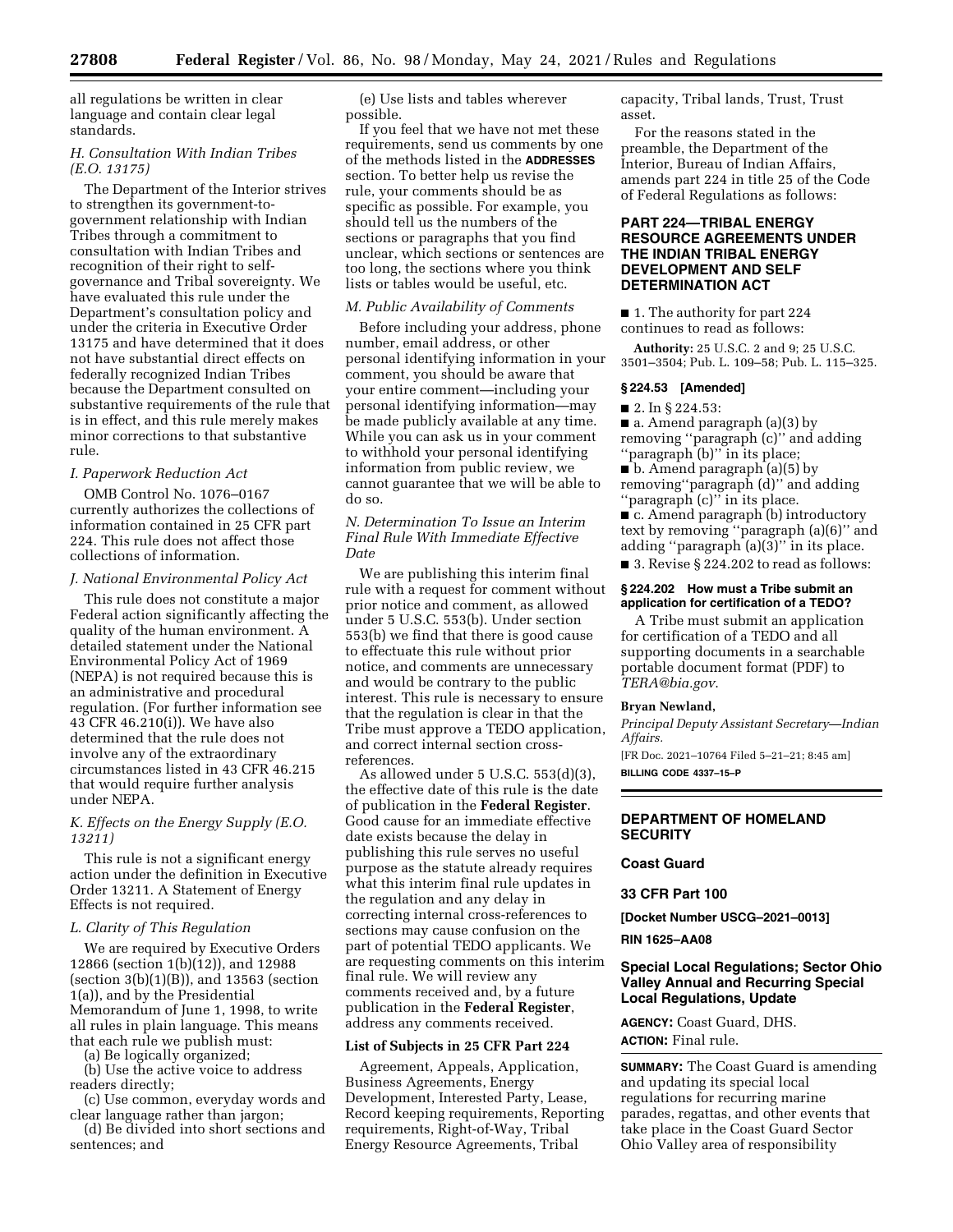all regulations be written in clear language and contain clear legal standards.

### H. Consultation With Indian Tribes (E.O. 13175)

The Department of the Interior strives to strengthen its government-to-government relationship with Indian Tribes through a commitment to consultation with Indian Tribes and recognition of their right to self-governance and Tribal sovereignty. We have evaluated this rule under the Department's consultation policy and under the criteria in Executive Order 13175 and have determined that it does not have substantial direct effects on federally recognized Indian Tribes because the Department consulted on substantive requirements of the rule that is in effect, and this rule merely makes minor corrections to that substantive rule.

### I. Paperwork Reduction Act

OMB Control No. 1076–0167 currently authorizes the collections of information contained in 25 CFR part 224. This rule does not affect those collections of information.

### J. National Environmental Policy Act

This rule does not constitute a major Federal action significantly affecting the quality of the human environment. A detailed statement under the National Environmental Policy Act of 1969 (NEPA) is not required because this is an administrative and procedural regulation. (For further information see 43 CFR 46.210(i)). We have also determined that the rule does not involve any of the extraordinary circumstances listed in 43 CFR 46.215 that would require further analysis under NEPA.

### K. Effects on the Energy Supply (E.O. 13211)

This rule is not a significant energy action under the definition in Executive Order 13211. A Statement of Energy Effects is not required.

### L. Clarity of This Regulation

We are required by Executive Orders 12866 (section 1(b)(12)), and 12988 (section 3(b)(1)(B)), and 13563 (section 1(a)), and by the Presidential Memorandum of June 1, 1998, to write all rules in plain language. This means that each rule we publish must:

(a) Be logically organized;

(b) Use the active voice to address readers directly;

(c) Use common, everyday words and clear language rather than jargon;

(d) Be divided into short sections and sentences; and

(e) Use lists and tables wherever possible.

If you feel that we have not met these requirements, send us comments by one of the methods listed in the **ADDRESSES** section. To better help us revise the rule, your comments should be as specific as possible. For example, you should tell us the numbers of the sections or paragraphs that you find unclear, which sections or sentences are too long, the sections where you think lists or tables would be useful, etc.

### M. Public Availability of Comments

Before including your address, phone number, email address, or other personal identifying information in your comment, you should be aware that your entire comment—including your personal identifying information—may be made publicly available at any time. While you can ask us in your comment to withhold your personal identifying information from public review, we cannot guarantee that we will be able to do so.

### N. Determination To Issue an Interim Final Rule With Immediate Effective Date

We are publishing this interim final rule with a request for comment without prior notice and comment, as allowed under 5 U.S.C. 553(b). Under section 553(b) we find that there is good cause to effectuate this rule without prior notice, and comments are unnecessary and would be contrary to the public interest. This rule is necessary to ensure that the regulation is clear in that the Tribe must approve a TEDO application, and correct internal section cross-references.

As allowed under 5 U.S.C. 553(d)(3), the effective date of this rule is the date of publication in the **Federal Register**. Good cause for an immediate effective date exists because the delay in publishing this rule serves no useful purpose as the statute already requires what this interim final rule updates in the regulation and any delay in correcting internal cross-references to sections may cause confusion on the part of potential TEDO applicants. We are requesting comments on this interim final rule. We will review any comments received and, by a future publication in the **Federal Register**, address any comments received.

## List of Subjects in 25 CFR Part 224

Agreement, Appeals, Application, Business Agreements, Energy Development, Interested Party, Lease, Record keeping requirements, Reporting requirements, Right-of-Way, Tribal Energy Resource Agreements, Tribal capacity, Tribal lands, Trust, Trust asset.

For the reasons stated in the preamble, the Department of the Interior, Bureau of Indian Affairs, amends part 224 in title 25 of the Code of Federal Regulations as follows:

## PART 224—TRIBAL ENERGY RESOURCE AGREEMENTS UNDER THE INDIAN TRIBAL ENERGY DEVELOPMENT AND SELF DETERMINATION ACT

■ 1. The authority for part 224 continues to read as follows:

**Authority:** 25 U.S.C. 2 and 9; 25 U.S.C. 3501–3504; Pub. L. 109–58; Pub. L. 115–325.

### § 224.53 [Amended]

■ 2. In § 224.53:

■ a. Amend paragraph (a)(3) by removing ''paragraph (c)'' and adding ''paragraph (b)'' in its place;

■ b. Amend paragraph (a)(5) by removing''paragraph (d)'' and adding ''paragraph (c)'' in its place.

■ c. Amend paragraph (b) introductory text by removing ''paragraph (a)(6)'' and adding ''paragraph (a)(3)'' in its place.

■ 3. Revise § 224.202 to read as follows:

### § 224.202 How must a Tribe submit an application for certification of a TEDO?

A Tribe must submit an application for certification of a TEDO and all supporting documents in a searchable portable document format (PDF) to *TERA@bia.gov*.

**Bryan Newland,**

*Principal Deputy Assistant Secretary—Indian Affairs.*

[FR Doc. 2021–10764 Filed 5–21–21; 8:45 am]

**BILLING CODE 4337–15–P**

---

## DEPARTMENT OF HOMELAND SECURITY

### Coast Guard

### 33 CFR Part 100

**[Docket Number USCG–2021–0013]**

**RIN 1625–AA08**

## Special Local Regulations; Sector Ohio Valley Annual and Recurring Special Local Regulations, Update

**AGENCY:** Coast Guard, DHS.

**ACTION:** Final rule.

**SUMMARY:** The Coast Guard is amending and updating its special local regulations for recurring marine parades, regattas, and other events that take place in the Coast Guard Sector Ohio Valley area of responsibility